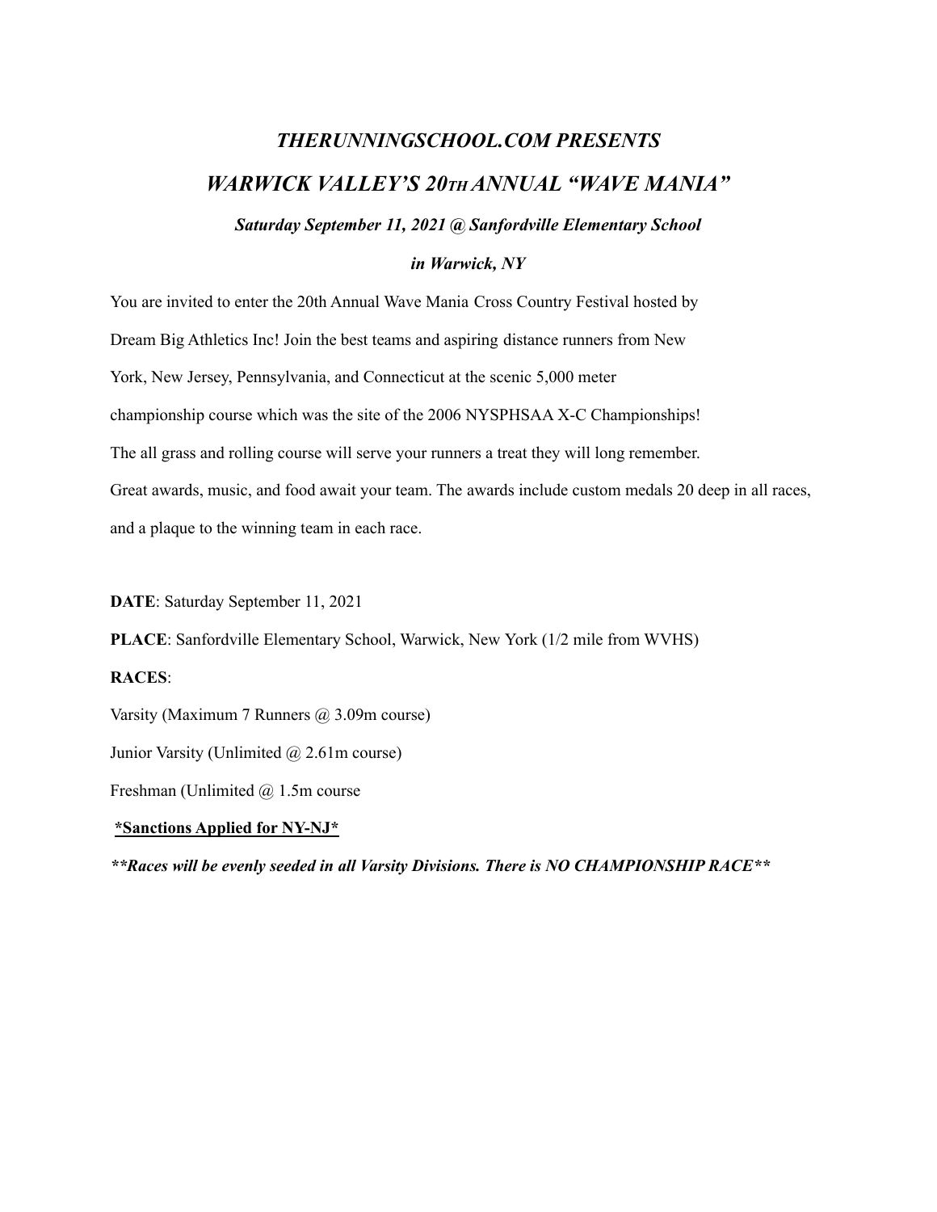# *THERUNNINGSCHOOL.COM PRESENTS*

# *WARVICK VALLEY'S 20TH ANNUAL "WAVE MANIA"*

### ***Saturday September 11, 2021 @ Sanfordville Elementary School***

### ***in Warwick, NY***

You are invited to enter the 20th Annual Wave Mania Cross Country Festival hosted by Dream Big Athletics Inc! Join the best teams and aspiring distance runners from New York, New Jersey, Pennsylvania, and Connecticut at the scenic 5,000 meter championship course which was the site of the 2006 NYSPHSAA X-C Championships! The all grass and rolling course will serve your runners a treat they will long remember. Great awards, music, and food await your team. The awards include custom medals 20 deep in all races, and a plaque to the winning team in each race.

**DATE**: Saturday September 11, 2021

**PLACE**: Sanfordville Elementary School, Warwick, New York (1/2 mile from WVHS)

**RACES**:

Varsity (Maximum 7 Runners @ 3.09m course)

Junior Varsity (Unlimited @ 2.61m course)

Freshman (Unlimited @ 1.5m course

**<u>*Sanctions Applied for NY-NJ*</u>**

***\*\*Races will be evenly seeded in all Varsity Divisions. There is NO CHAMPIONSHIP RACE\*\****

# *THERUNNINGSCHOOL.COM PRESENTS*

# *WARWICK VALLEY'S 20TH ANNUAL "WAVE MANIA"*

### ***Saturday September 11, 2021 @ Sanfordville Elementary School***

### ***in Warwick, NY***

You are invited to enter the 20th Annual Wave Mania Cross Country Festival hosted by Dream Big Athletics Inc! Join the best teams and aspiring distance runners from New York, New Jersey, Pennsylvania, and Connecticut at the scenic 5,000 meter championship course which was the site of the 2006 NYSPHSAA X-C Championships! The all grass and rolling course will serve your runners a treat they will long remember. Great awards, music, and food await your team. The awards include custom medals 20 deep in all races, and a plaque to the winning team in each race.

**DATE**: Saturday September 11, 2021

**PLACE**: Sanfordville Elementary School, Warwick, New York (1/2 mile from WVHS)

**RACES**:

Varsity (Maximum 7 Runners @ 3.09m course)

Junior Varsity (Unlimited @ 2.61m course)

Freshman (Unlimited @ 1.5m course

**<u>*Sanctions Applied for NY-NJ*</u>**

***Races will be evenly seeded in all Varsity Divisions. There is NO CHAMPIONSHIP RACE***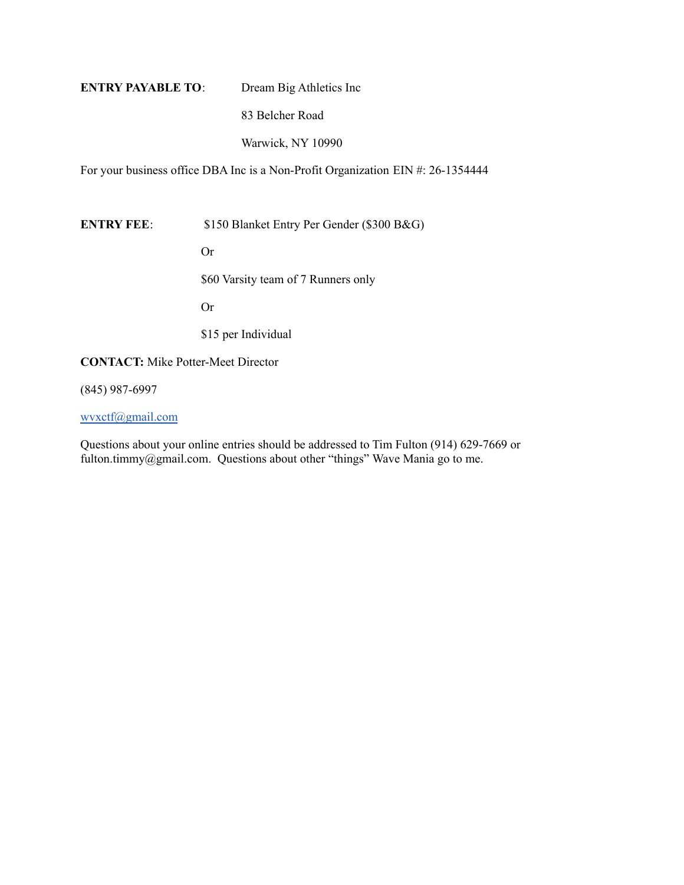**ENTRY PAYABLE TO**: Dream Big Athletics Inc

83 Belcher Road

Warwick, NY 10990

For your business office DBA Inc is a Non-Profit Organization EIN #: 26-1354444

**ENTRY FEE**: $150 Blanket Entry Per Gender ($300 B&G)

Or

$60 Varsity team of 7 Runners only

Or

$15 per Individual

**CONTACT:** Mike Potter-Meet Director

(845) 987-6997

wvxctf@gmail.com

Questions about your online entries should be addressed to Tim Fulton (914) 629-7669 or fulton.timmy@gmail.com. Questions about other "things" Wave Mania go to me.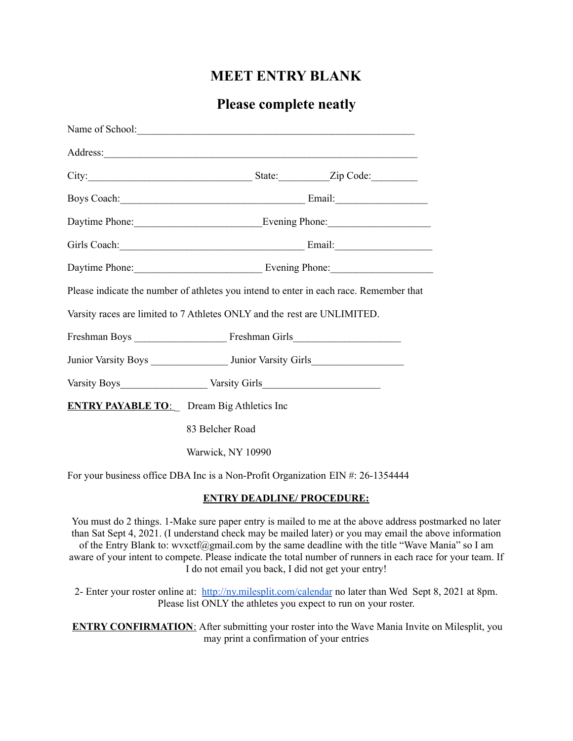# MEET ENTRY BLANK

## Please complete neatly

Name of School:_______________________________________________________

Address:______________________________________________________________

City:________________________________ State:__________Zip Code:_________

Boys Coach:____________________________________ Email:_________________

Daytime Phone:________________________Evening Phone:___________________

Girls Coach:____________________________________ Email:__________________

Daytime Phone:________________________ Evening Phone:___________________

Please indicate the number of athletes you intend to enter in each race. Remember that

Varsity races are limited to 7 Athletes ONLY and the rest are UNLIMITED.

Freshman Boys _________________ Freshman Girls____________________

Junior Varsity Boys _______________ Junior Varsity Girls_________________

Varsity Boys_________________ Varsity Girls______________________

**ENTRY PAYABLE TO**: Dream Big Athletics Inc

83 Belcher Road

Warwick, NY 10990

For your business office DBA Inc is a Non-Profit Organization EIN #: 26-1354444

**ENTRY DEADLINE/ PROCEDURE:**

You must do 2 things. 1-Make sure paper entry is mailed to me at the above address postmarked no later than Sat Sept 4, 2021. (I understand check may be mailed later) or you may email the above information of the Entry Blank to: wvxctf@gmail.com by the same deadline with the title "Wave Mania" so I am aware of your intent to compete. Please indicate the total number of runners in each race for your team. If I do not email you back, I did not get your entry!

2- Enter your roster online at: http://ny.milesplit.com/calendar no later than Wed Sept 8, 2021 at 8pm. Please list ONLY the athletes you expect to run on your roster.

**ENTRY CONFIRMATION**: After submitting your roster into the Wave Mania Invite on Milesplit, you may print a confirmation of your entries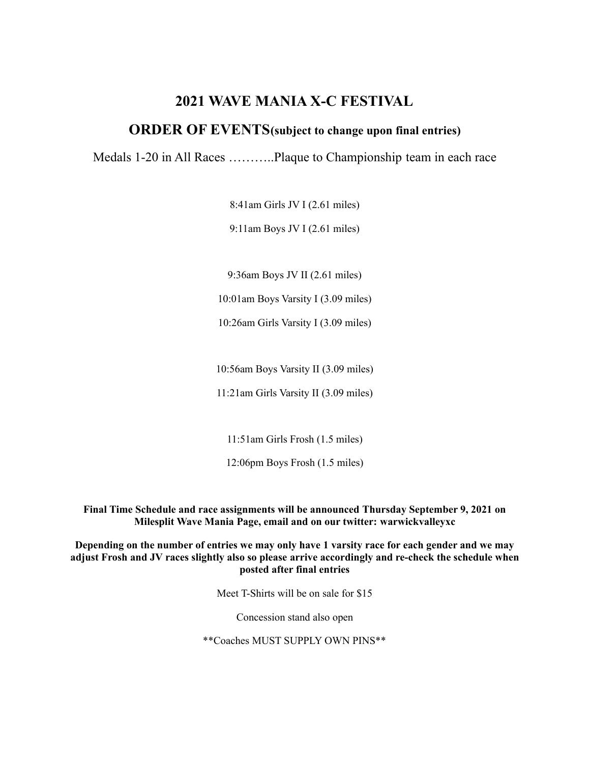# 2021 WAVE MANIA X-C FESTIVAL

## ORDER OF EVENTS(subject to change upon final entries)

Medals 1-20 in All Races ………..Plaque to Championship team in each race

8:41am Girls JV I (2.61 miles)

9:11am Boys JV I (2.61 miles)

9:36am Boys JV II (2.61 miles)

10:01am Boys Varsity I (3.09 miles)

10:26am Girls Varsity I (3.09 miles)

10:56am Boys Varsity II (3.09 miles)

11:21am Girls Varsity II (3.09 miles)

11:51am Girls Frosh (1.5 miles)

12:06pm Boys Frosh (1.5 miles)

**Final Time Schedule and race assignments will be announced Thursday September 9, 2021 on Milesplit Wave Mania Page, email and on our twitter: warwickvalleyxc**

**Depending on the number of entries we may only have 1 varsity race for each gender and we may adjust Frosh and JV races slightly also so please arrive accordingly and re-check the schedule when posted after final entries**

Meet T-Shirts will be on sale for $15

Concession stand also open

**Coaches MUST SUPPLY OWN PINS**